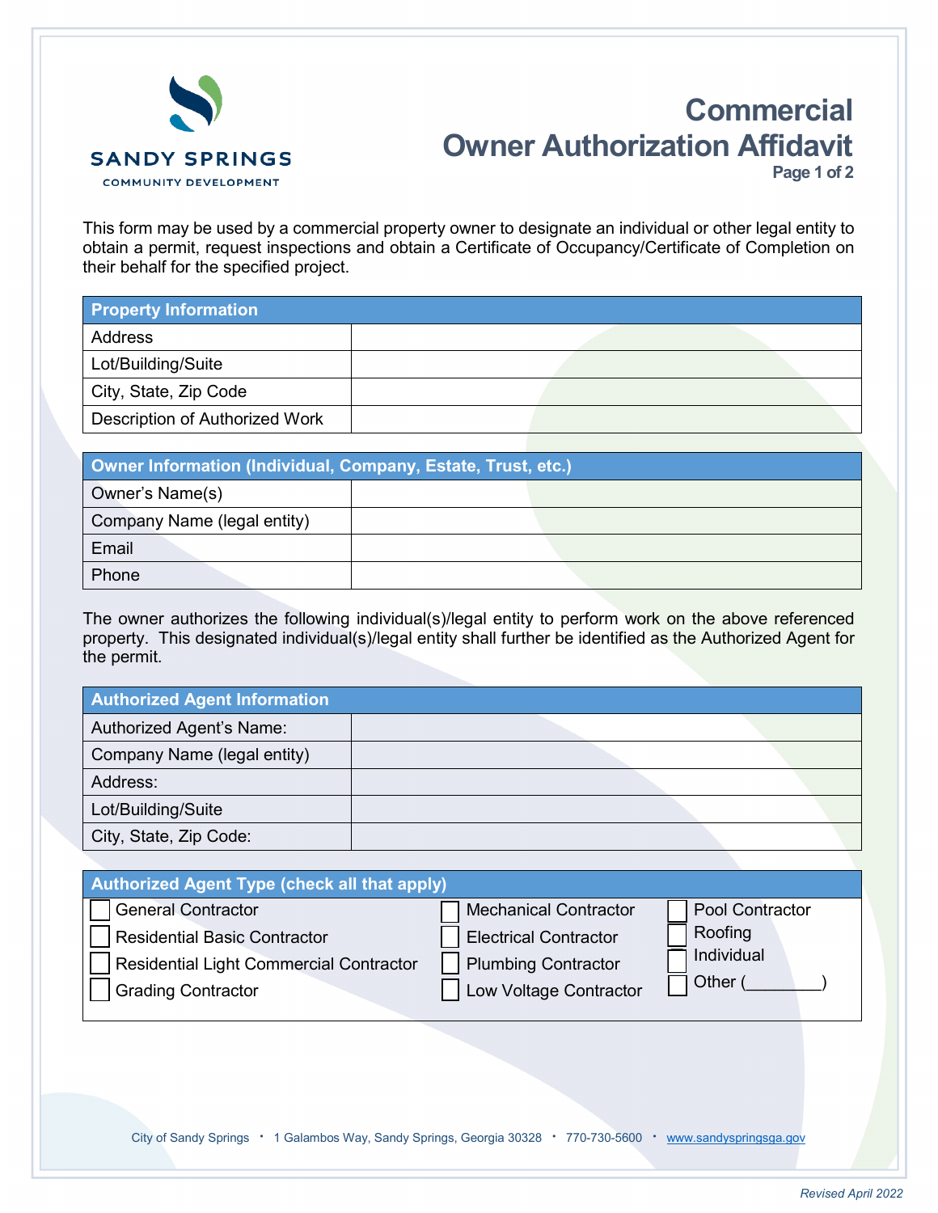SANDY SPRINGS
COMMUNITY DEVELOPMENT

# Commercial Owner Authorization Affidavit

This form may be used by a commercial property owner to designate an individual or other legal entity to obtain a permit, request inspections and obtain a Certificate of Occupancy/Certificate of Completion on their behalf for the specified project.

| Property Information | |
|---|---|
| Address | |
| Lot/Building/Suite | |
| City, State, Zip Code | |
| Description of Authorized Work | |

| Owner Information (Individual, Company, Estate, Trust, etc.) | |
|---|---|
| Owner's Name(s) | |
| Company Name (legal entity) | |
| Email | |
| Phone | |

The owner authorizes the following individual(s)/legal entity to perform work on the above referenced property. This designated individual(s)/legal entity shall further be identified as the Authorized Agent for the permit.

| Authorized Agent Information | |
|---|---|
| Authorized Agent's Name: | |
| Company Name (legal entity) | |
| Address: | |
| Lot/Building/Suite | |
| City, State, Zip Code: | |

| Authorized Agent Type (check all that apply) | | |
|---|---|---|
| ☐ General Contractor | ☐ Mechanical Contractor | ☐ Pool Contractor |
| ☐ Residential Basic Contractor | ☐ Electrical Contractor | ☐ Roofing |
| ☐ Residential Light Commercial Contractor | ☐ Plumbing Contractor | ☐ Individual |
| ☐ Grading Contractor | ☐ Low Voltage Contractor | ☐ Other (________) |

City of Sandy Springs • 1 Galambos Way, Sandy Springs, Georgia 30328 • 770-730-5600 • www.sandyspringsga.gov

*Revised April 2022*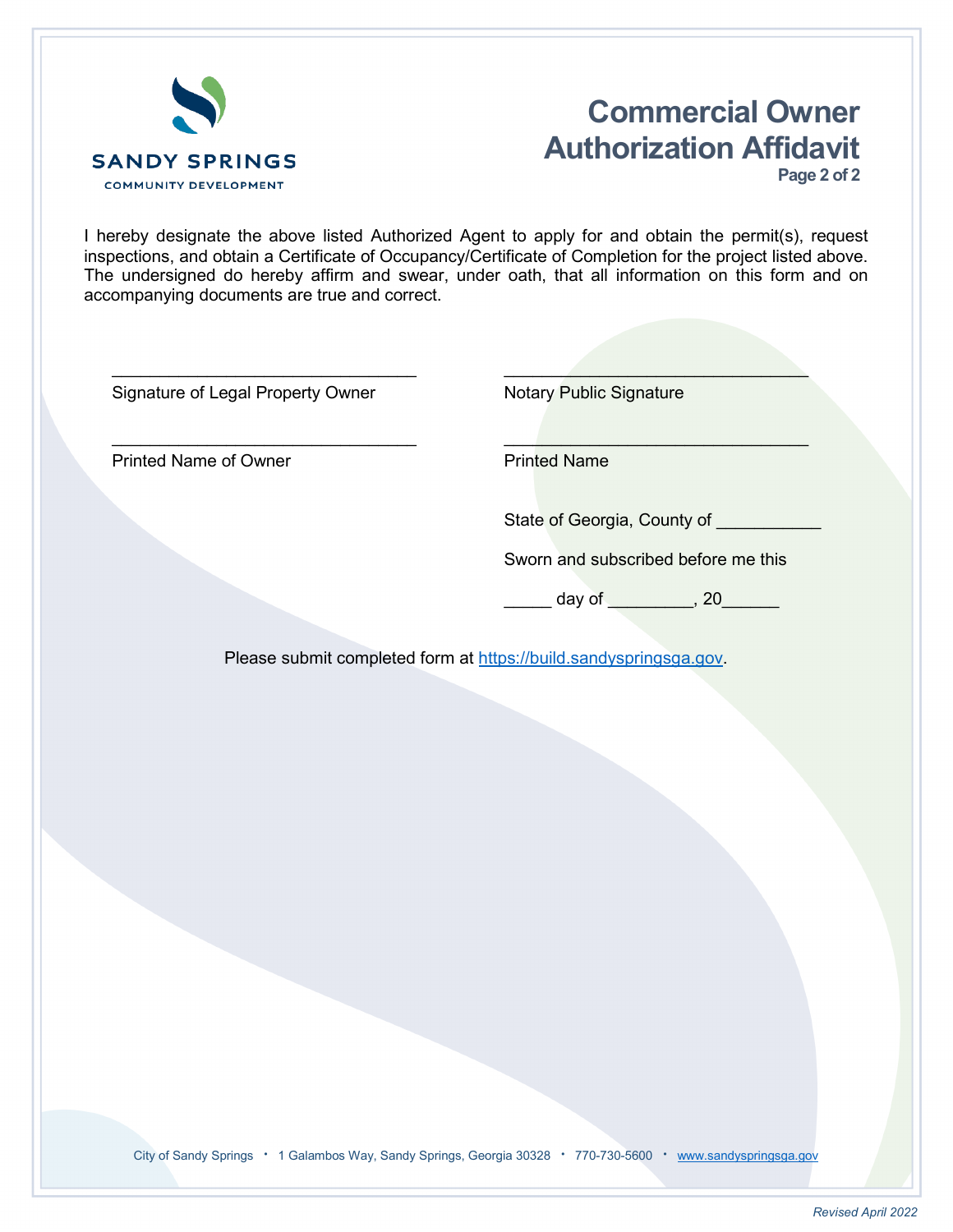SANDY SPRINGS
COMMUNITY DEVELOPMENT

# Commercial Owner Authorization Affidavit

I hereby designate the above listed Authorized Agent to apply for and obtain the permit(s), request inspections, and obtain a Certificate of Occupancy/Certificate of Completion for the project listed above. The undersigned do hereby affirm and swear, under oath, that all information on this form and on accompanying documents are true and correct.

| | |
|---|---|
| _______________________________ | _______________________________ |
| Signature of Legal Property Owner | Notary Public Signature |
| _______________________________ | _______________________________ |
| Printed Name of Owner | Printed Name |
| | State of Georgia, County of ___________ |
| | Sworn and subscribed before me this |
| | _____ day of _________, 20______ |

Please submit completed form at https://build.sandyspringsga.gov.

City of Sandy Springs • 1 Galambos Way, Sandy Springs, Georgia 30328 • 770-730-5600 • www.sandyspringsga.gov

*Revised April 2022*